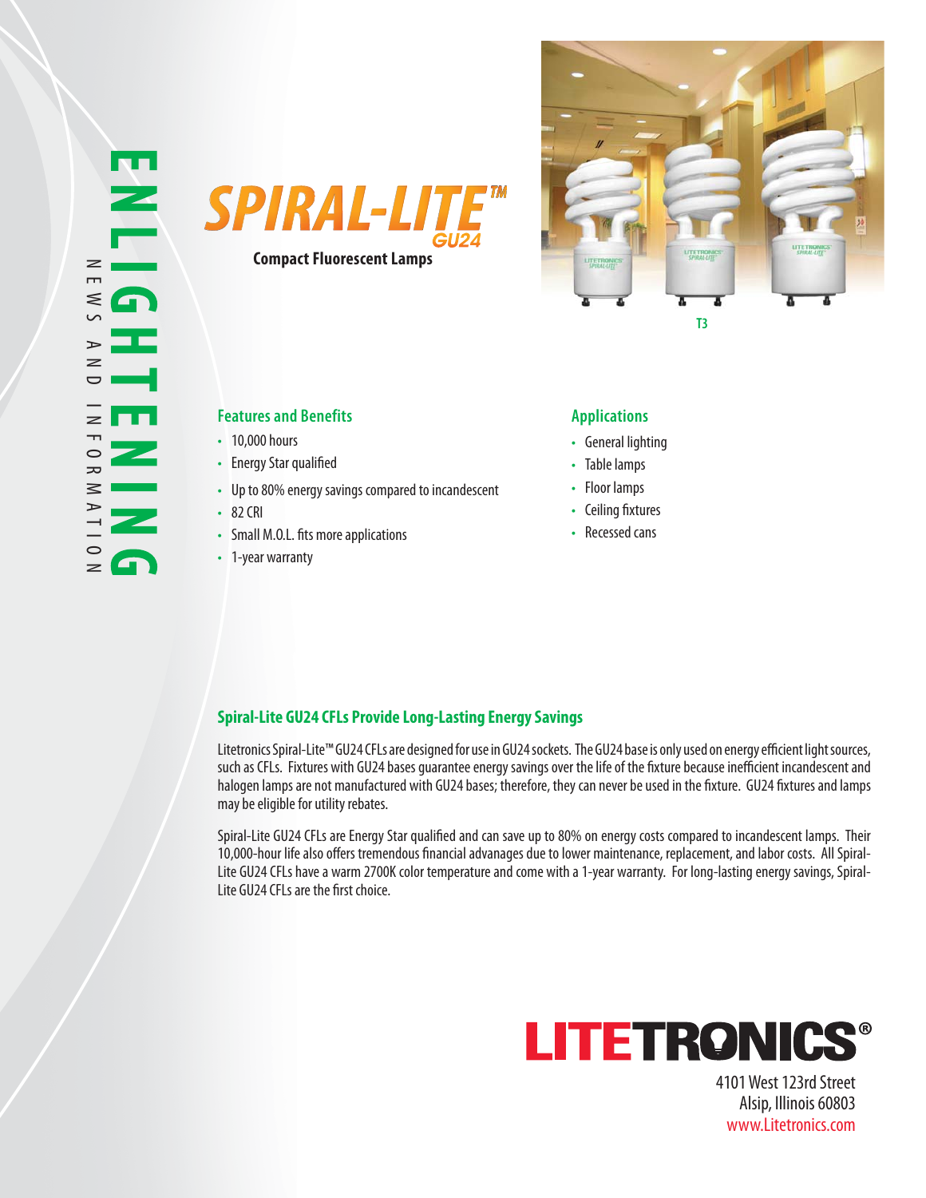ENLIGHTENING

NEWS AND INFORMATION

# SPIRAL-LITE™ GU24

**Compact Fluorescent Lamps**

T3

## Features and Benefits

- 10,000 hours
- Energy Star qualified
- Up to 80% energy savings compared to incandescent
- 82 CRI
- Small M.O.L. fits more applications
- 1-year warranty

## Applications

- General lighting
- Table lamps
- Floor lamps
- Ceiling fixtures
- Recessed cans

## Spiral-Lite GU24 CFLs Provide Long-Lasting Energy Savings

Litetronics Spiral-Lite™ GU24 CFLs are designed for use in GU24 sockets. The GU24 base is only used on energy efficient light sources, such as CFLs. Fixtures with GU24 bases guarantee energy savings over the life of the fixture because inefficient incandescent and halogen lamps are not manufactured with GU24 bases; therefore, they can never be used in the fixture. GU24 fixtures and lamps may be eligible for utility rebates.

Spiral-Lite GU24 CFLs are Energy Star qualified and can save up to 80% on energy costs compared to incandescent lamps. Their 10,000-hour life also offers tremendous financial advanages due to lower maintenance, replacement, and labor costs. All Spiral-Lite GU24 CFLs have a warm 2700K color temperature and come with a 1-year warranty. For long-lasting energy savings, Spiral-Lite GU24 CFLs are the first choice.

**LITETRONICS®**

4101 West 123rd Street
Alsip, Illinois 60803
www.Litetronics.com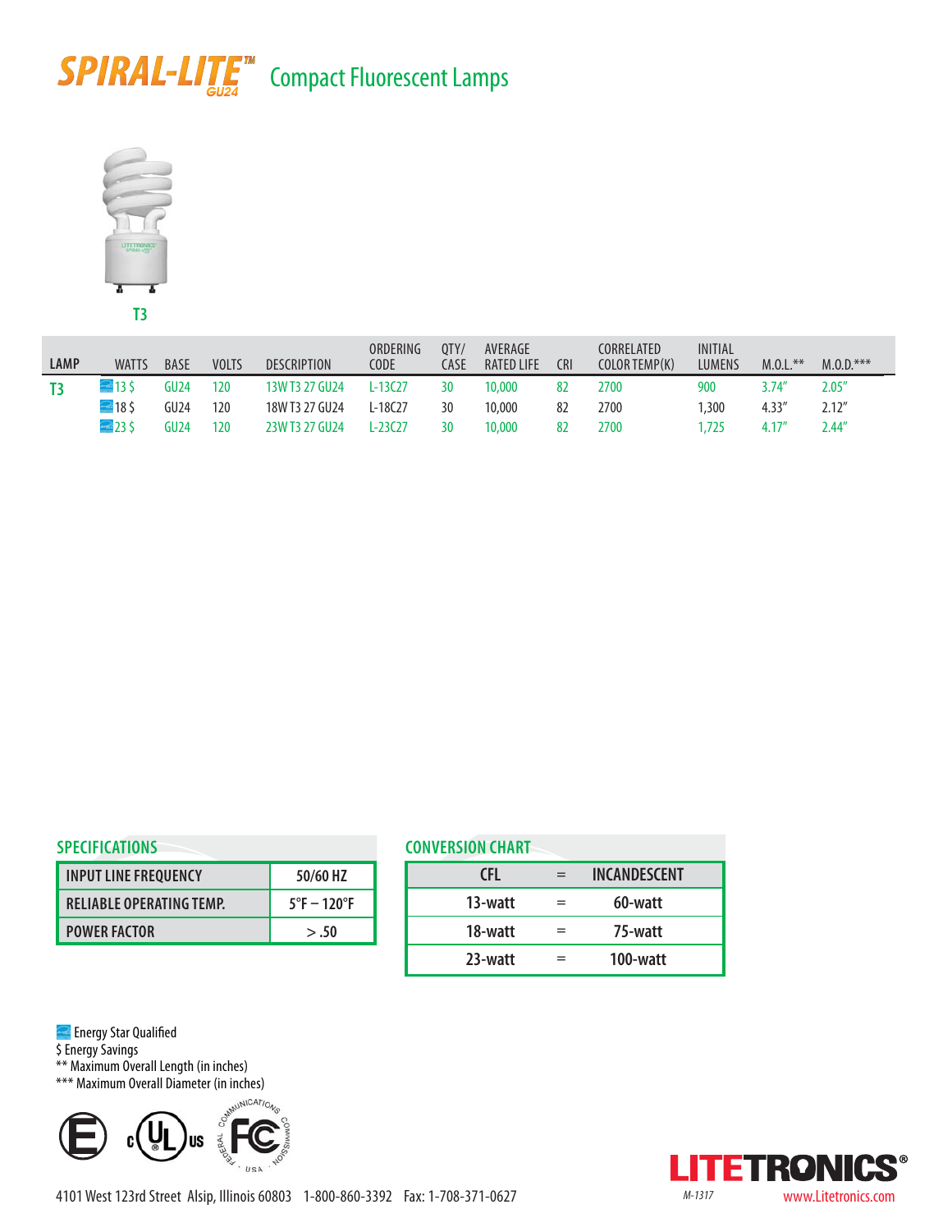# SPIRAL-LITE™ GU24 Compact Fluorescent Lamps

T3

| LAMP | WATTS | BASE | VOLTS | DESCRIPTION | ORDERING CODE | QTY/ CASE | AVERAGE RATED LIFE | CRI | CORRELATED COLOR TEMP(K) | INITIAL LUMENS | M.O.L.** | M.O.D.*** |
|---|---|---|---|---|---|---|---|---|---|---|---|---|
| T3 | 13 $ | GU24 | 120 | 13W T3 27 GU24 | L-13C27 | 30 | 10,000 | 82 | 2700 | 900 | 3.74″ | 2.05″ |
| | 18 $ | GU24 | 120 | 18W T3 27 GU24 | L-18C27 | 30 | 10,000 | 82 | 2700 | 1,300 | 4.33″ | 2.12″ |
| | 23 $ | GU24 | 120 | 23W T3 27 GU24 | L-23C27 | 30 | 10,000 | 82 | 2700 | 1,725 | 4.17″ | 2.44″ |

## SPECIFICATIONS

| | |
|---|---|
| INPUT LINE FREQUENCY | 50/60 HZ |
| RELIABLE OPERATING TEMP. | 5°F – 120°F |
| POWER FACTOR | > .50 |

## CONVERSION CHART

| CFL | = | INCANDESCENT |
|---|---|---|
| 13-watt | = | 60-watt |
| 18-watt | = | 75-watt |
| 23-watt | = | 100-watt |

Energy Star Qualified
$ Energy Savings
** Maximum Overall Length (in inches)
*** Maximum Overall Diameter (in inches)

4101 West 123rd Street Alsip, Illinois 60803 1-800-860-3392 Fax: 1-708-371-0627

LITETRONICS®

M-1317

www.Litetronics.com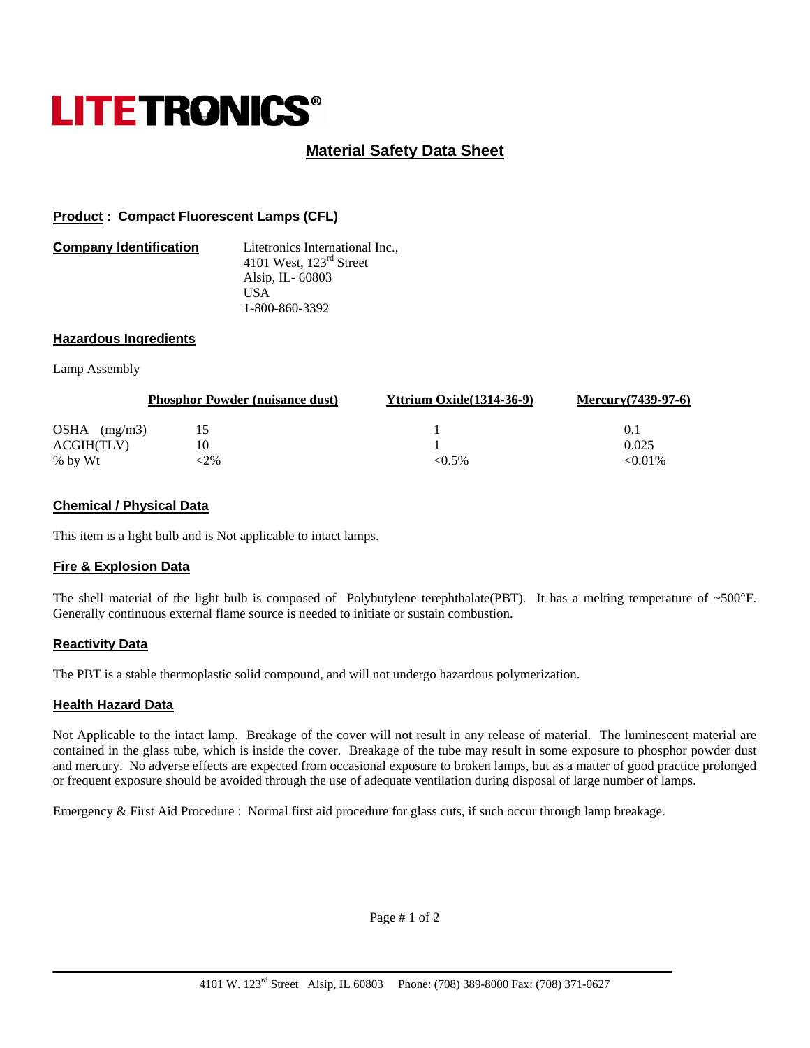# LITETRONICS®

## Material Safety Data Sheet

**Product : Compact Fluorescent Lamps (CFL)**

**Company Identification**

Litetronics International Inc.,
4101 West, 123rd Street
Alsip, IL- 60803
USA
1-800-860-3392

### Hazardous Ingredients

Lamp Assembly

| | Phosphor Powder (nuisance dust) | Yttrium Oxide(1314-36-9) | Mercury(7439-97-6) |
|---|---|---|---|
| OSHA (mg/m3) | 15 | 1 | 0.1 |
| ACGIH(TLV) | 10 | 1 | 0.025 |
| % by Wt | <2% | <0.5% | <0.01% |

### Chemical / Physical Data

This item is a light bulb and is Not applicable to intact lamps.

### Fire & Explosion Data

The shell material of the light bulb is composed of Polybutylene terephthalate(PBT). It has a melting temperature of ~500°F. Generally continuous external flame source is needed to initiate or sustain combustion.

### Reactivity Data

The PBT is a stable thermoplastic solid compound, and will not undergo hazardous polymerization.

### Health Hazard Data

Not Applicable to the intact lamp. Breakage of the cover will not result in any release of material. The luminescent material are contained in the glass tube, which is inside the cover. Breakage of the tube may result in some exposure to phosphor powder dust and mercury. No adverse effects are expected from occasional exposure to broken lamps, but as a matter of good practice prolonged or frequent exposure should be avoided through the use of adequate ventilation during disposal of large number of lamps.

Emergency & First Aid Procedure : Normal first aid procedure for glass cuts, if such occur through lamp breakage.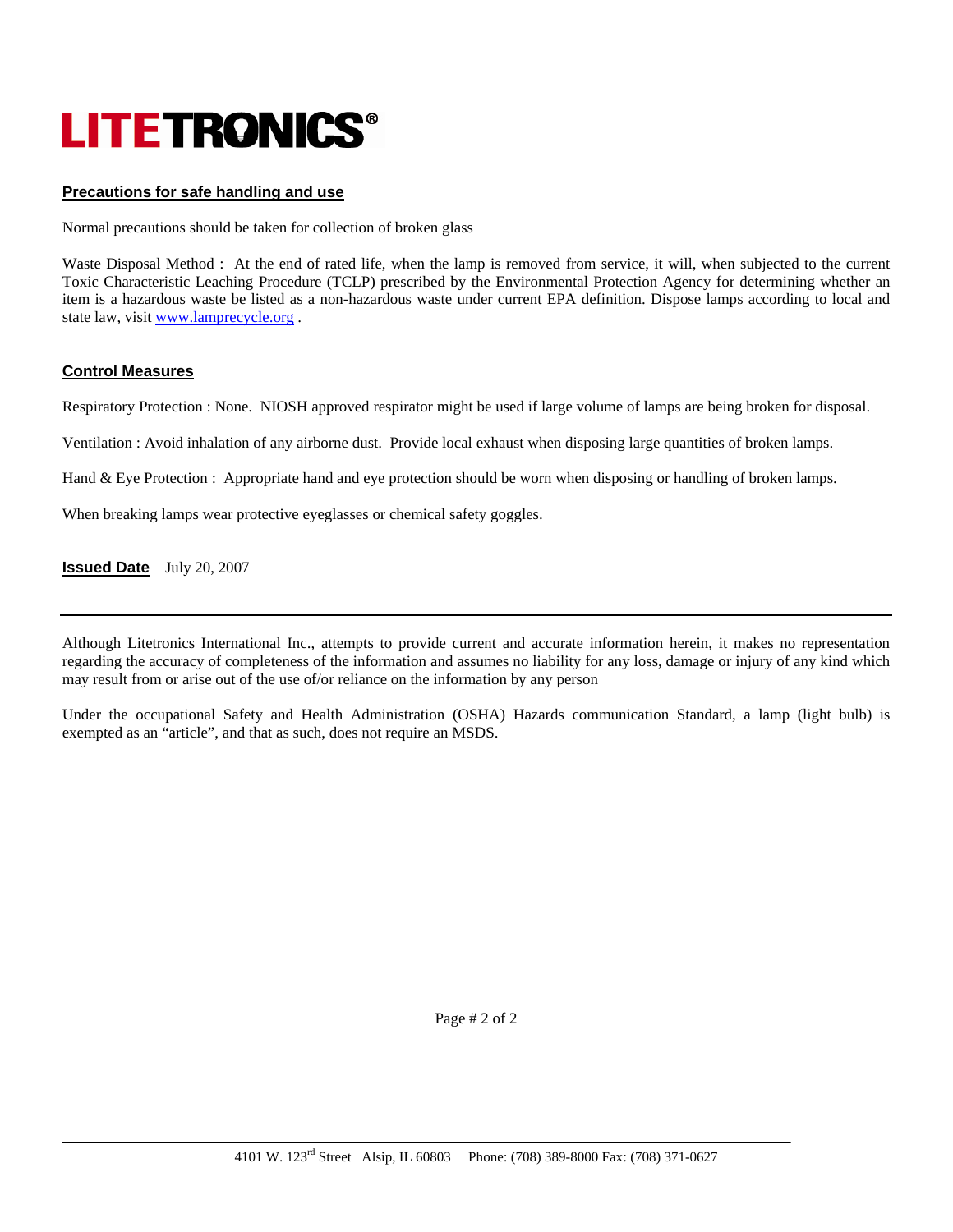**LITETRONICS®**

## Precautions for safe handling and use

Normal precautions should be taken for collection of broken glass

Waste Disposal Method : At the end of rated life, when the lamp is removed from service, it will, when subjected to the current Toxic Characteristic Leaching Procedure (TCLP) prescribed by the Environmental Protection Agency for determining whether an item is a hazardous waste be listed as a non-hazardous waste under current EPA definition. Dispose lamps according to local and state law, visit www.lamprecycle.org .

## Control Measures

Respiratory Protection : None. NIOSH approved respirator might be used if large volume of lamps are being broken for disposal.

Ventilation : Avoid inhalation of any airborne dust. Provide local exhaust when disposing large quantities of broken lamps.

Hand & Eye Protection : Appropriate hand and eye protection should be worn when disposing or handling of broken lamps.

When breaking lamps wear protective eyeglasses or chemical safety goggles.

**Issued Date** July 20, 2007

---

Although Litetronics International Inc., attempts to provide current and accurate information herein, it makes no representation regarding the accuracy of completeness of the information and assumes no liability for any loss, damage or injury of any kind which may result from or arise out of the use of/or reliance on the information by any person

Under the occupational Safety and Health Administration (OSHA) Hazards communication Standard, a lamp (light bulb) is exempted as an "article", and that as such, does not require an MSDS.

4101 W. 123rd Street Alsip, IL 60803 Phone: (708) 389-8000 Fax: (708) 371-0627